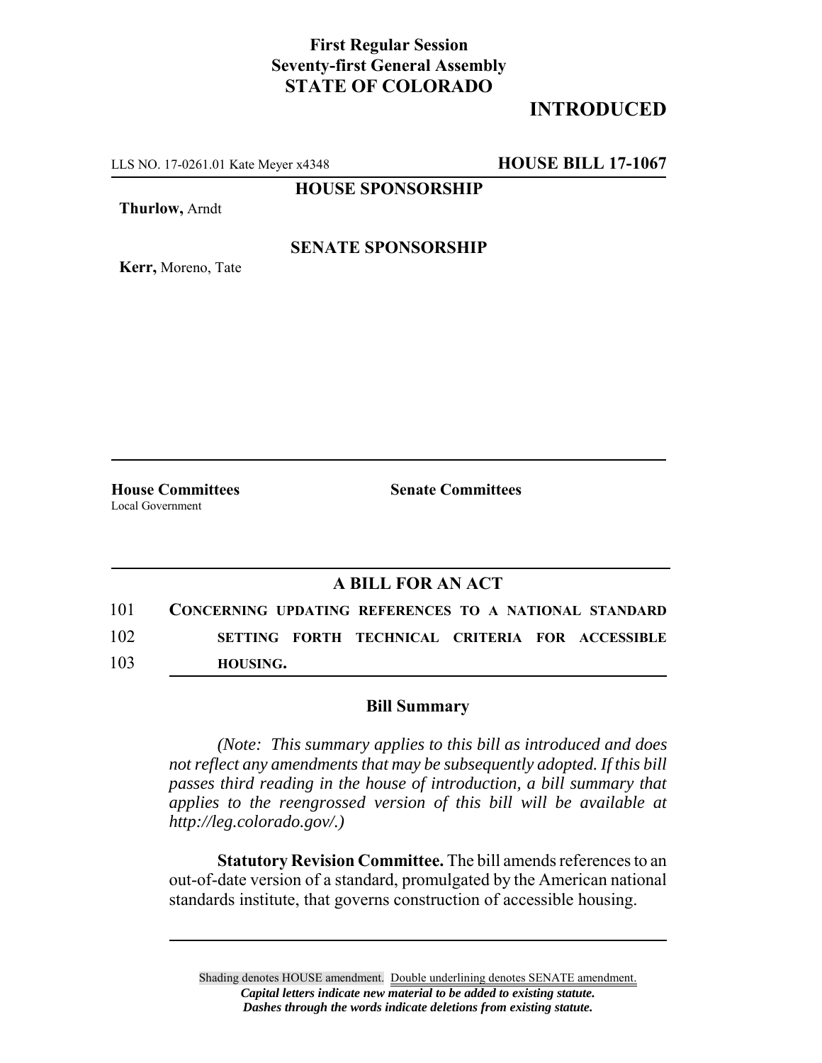**First Regular Session**
**Seventy-first General Assembly**
**STATE OF COLORADO**

# INTRODUCED

LLS NO. 17-0261.01 Kate Meyer x4348 **HOUSE BILL 17-1067**

**HOUSE SPONSORSHIP**

**Thurlow,** Arndt

**SENATE SPONSORSHIP**

**Kerr,** Moreno, Tate

**House Committees**
Local Government

**Senate Committees**

## A BILL FOR AN ACT

101 **CONCERNING UPDATING REFERENCES TO A NATIONAL STANDARD**
102 **SETTING FORTH TECHNICAL CRITERIA FOR ACCESSIBLE**
103 **HOUSING.**

### Bill Summary

*(Note: This summary applies to this bill as introduced and does not reflect any amendments that may be subsequently adopted. If this bill passes third reading in the house of introduction, a bill summary that applies to the reengrossed version of this bill will be available at http://leg.colorado.gov/.)*

**Statutory Revision Committee.** The bill amends references to an out-of-date version of a standard, promulgated by the American national standards institute, that governs construction of accessible housing.

Shading denotes HOUSE amendment. Double underlining denotes SENATE amendment.
*Capital letters indicate new material to be added to existing statute.*
*Dashes through the words indicate deletions from existing statute.*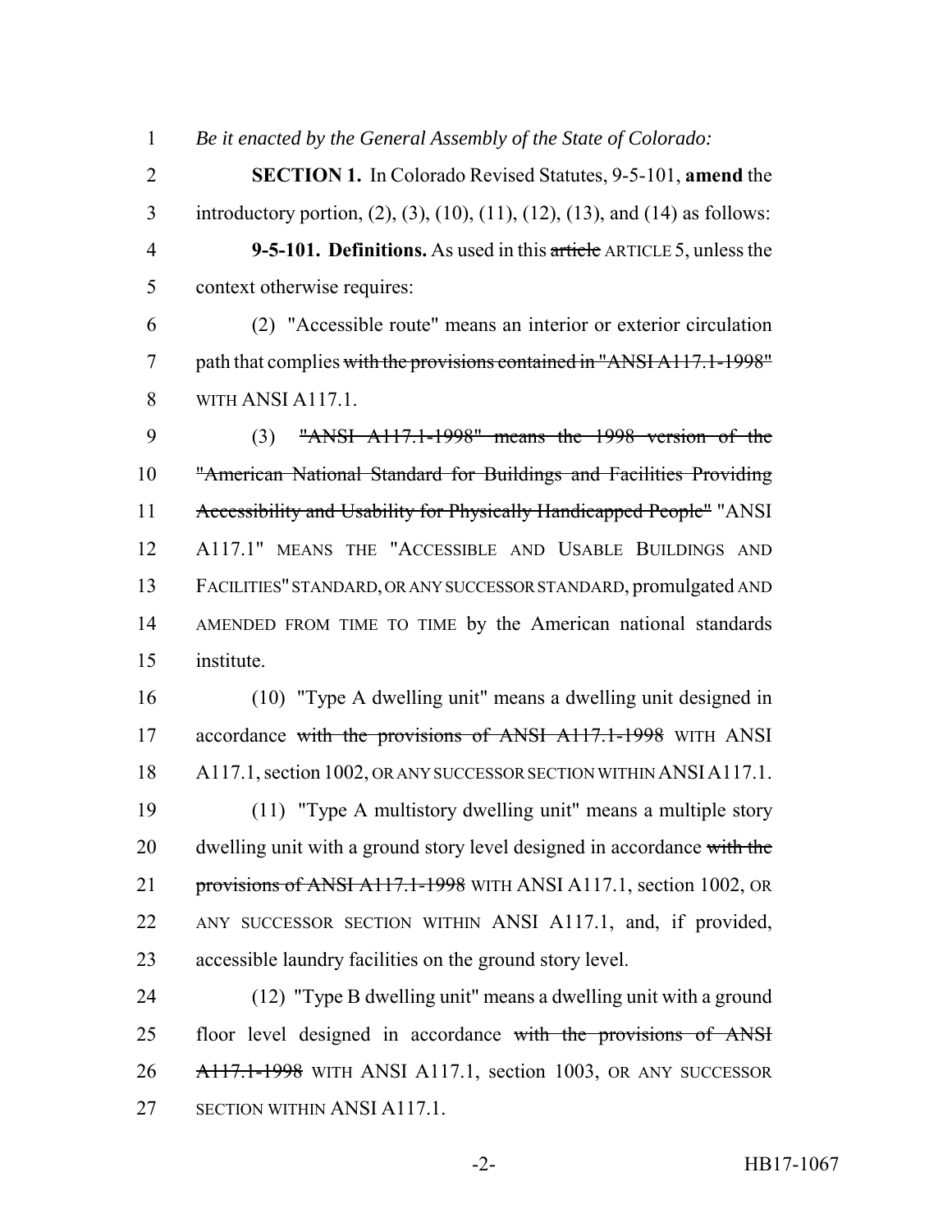*Be it enacted by the General Assembly of the State of Colorado:*

**SECTION 1.** In Colorado Revised Statutes, 9-5-101, **amend** the introductory portion, (2), (3), (10), (11), (12), (13), and (14) as follows:

**9-5-101. Definitions.** As used in this ~~article~~ ARTICLE 5, unless the context otherwise requires:

(2) "Accessible route" means an interior or exterior circulation path that complies ~~with the provisions contained in "ANSI A117.1-1998"~~ WITH ANSI A117.1.

(3) ~~"ANSI A117.1-1998" means the 1998 version of the "American National Standard for Buildings and Facilities Providing Accessibility and Usability for Physically Handicapped People"~~ "ANSI A117.1" MEANS THE "ACCESSIBLE AND USABLE BUILDINGS AND FACILITIES" STANDARD, OR ANY SUCCESSOR STANDARD, promulgated AND AMENDED FROM TIME TO TIME by the American national standards institute.

(10) "Type A dwelling unit" means a dwelling unit designed in accordance ~~with the provisions of ANSI A117.1-1998~~ WITH ANSI A117.1, section 1002, OR ANY SUCCESSOR SECTION WITHIN ANSI A117.1.

(11) "Type A multistory dwelling unit" means a multiple story dwelling unit with a ground story level designed in accordance ~~with the provisions of ANSI A117.1-1998~~ WITH ANSI A117.1, section 1002, OR ANY SUCCESSOR SECTION WITHIN ANSI A117.1, and, if provided, accessible laundry facilities on the ground story level.

(12) "Type B dwelling unit" means a dwelling unit with a ground floor level designed in accordance ~~with the provisions of ANSI A117.1-1998~~ WITH ANSI A117.1, section 1003, OR ANY SUCCESSOR SECTION WITHIN ANSI A117.1.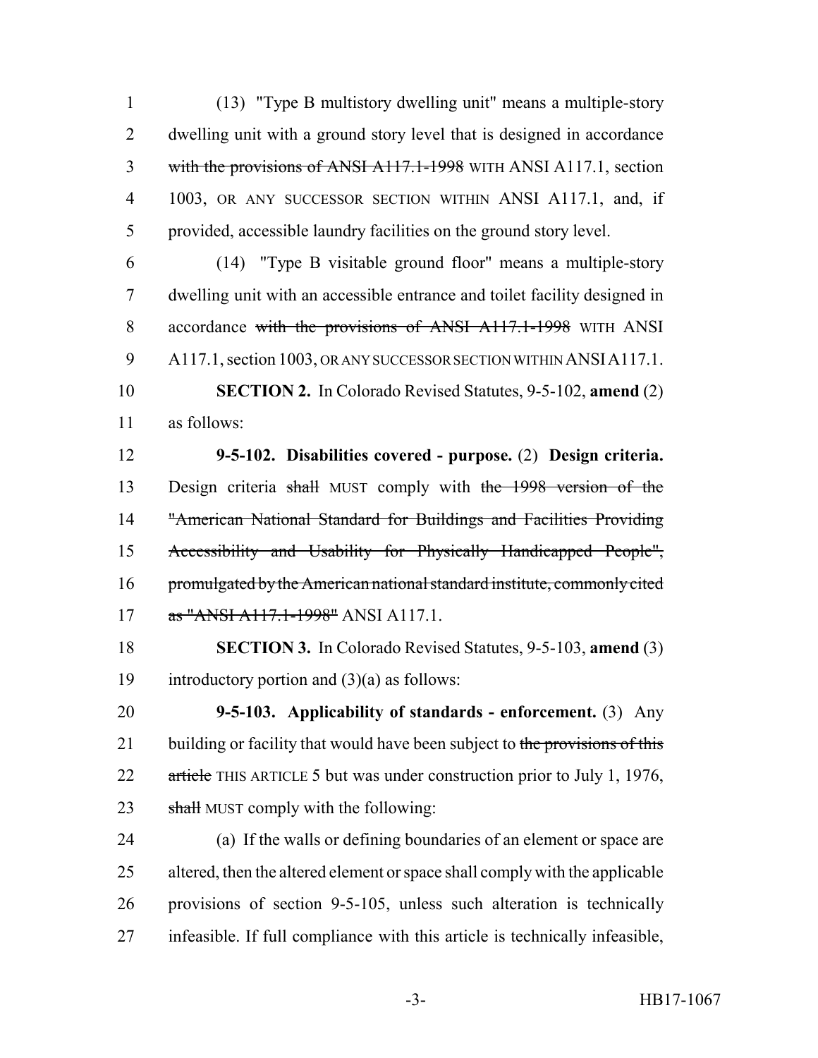(13) "Type B multistory dwelling unit" means a multiple-story dwelling unit with a ground story level that is designed in accordance ~~with the provisions of ANSI A117.1-1998~~ WITH ANSI A117.1, section 1003, OR ANY SUCCESSOR SECTION WITHIN ANSI A117.1, and, if provided, accessible laundry facilities on the ground story level.

(14) "Type B visitable ground floor" means a multiple-story dwelling unit with an accessible entrance and toilet facility designed in accordance ~~with the provisions of ANSI A117.1-1998~~ WITH ANSI A117.1, section 1003, OR ANY SUCCESSOR SECTION WITHIN ANSI A117.1.

**SECTION 2.** In Colorado Revised Statutes, 9-5-102, **amend** (2) as follows:

**9-5-102. Disabilities covered - purpose.** (2) **Design criteria.** Design criteria ~~shall~~ MUST comply with ~~the 1998 version of the "American National Standard for Buildings and Facilities Providing Accessibility and Usability for Physically Handicapped People", promulgated by the American national standard institute, commonly cited as "ANSI A117.1-1998"~~ ANSI A117.1.

**SECTION 3.** In Colorado Revised Statutes, 9-5-103, **amend** (3) introductory portion and (3)(a) as follows:

**9-5-103. Applicability of standards - enforcement.** (3) Any building or facility that would have been subject to ~~the provisions of this article~~ THIS ARTICLE 5 but was under construction prior to July 1, 1976, ~~shall~~ MUST comply with the following:

(a) If the walls or defining boundaries of an element or space are altered, then the altered element or space shall comply with the applicable provisions of section 9-5-105, unless such alteration is technically infeasible. If full compliance with this article is technically infeasible,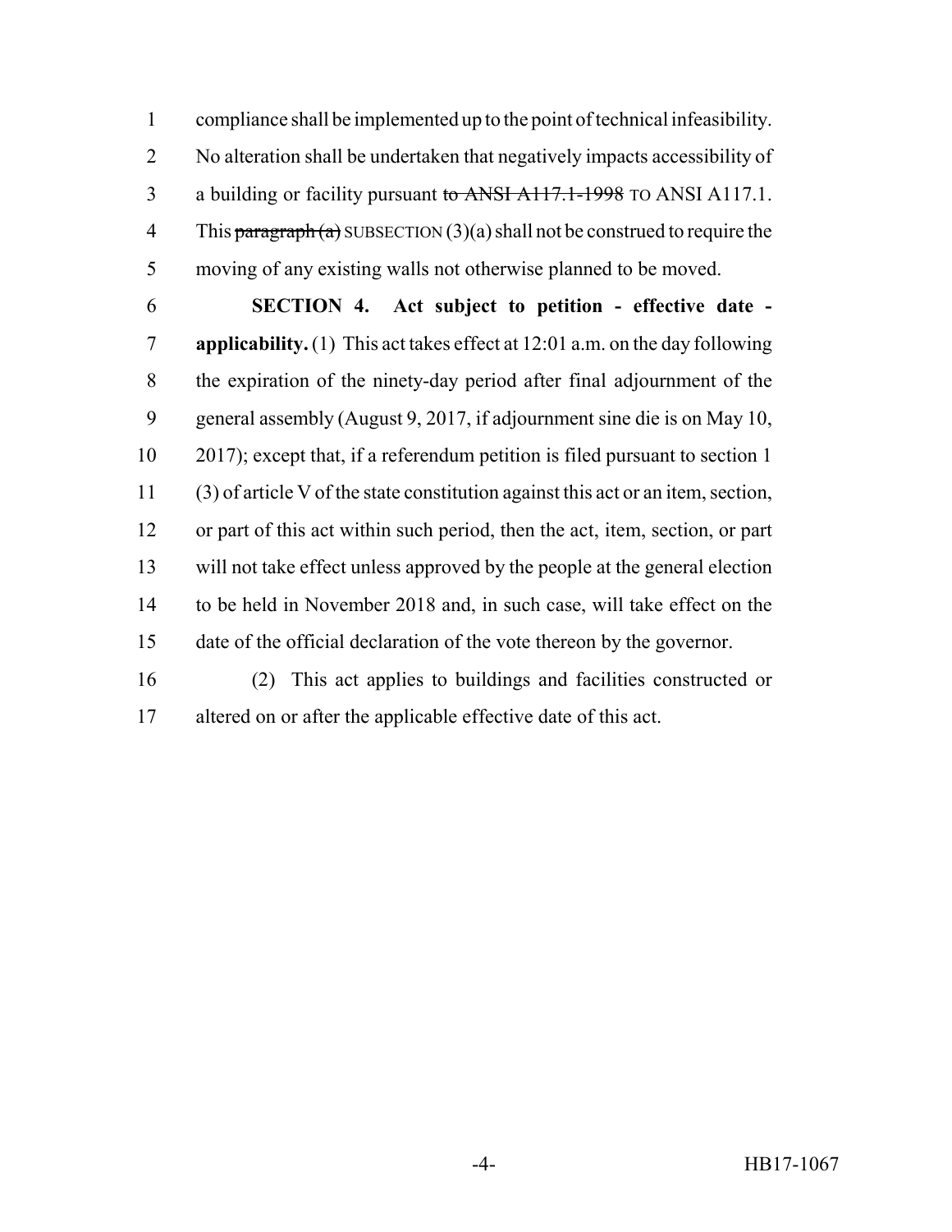compliance shall be implemented up to the point of technical infeasibility. No alteration shall be undertaken that negatively impacts accessibility of a building or facility pursuant ~~to ANSI A117.1-1998~~ TO ANSI A117.1. This ~~paragraph (a)~~ SUBSECTION (3)(a) shall not be construed to require the moving of any existing walls not otherwise planned to be moved.

**SECTION 4. Act subject to petition - effective date - applicability.** (1) This act takes effect at 12:01 a.m. on the day following the expiration of the ninety-day period after final adjournment of the general assembly (August 9, 2017, if adjournment sine die is on May 10, 2017); except that, if a referendum petition is filed pursuant to section 1 (3) of article V of the state constitution against this act or an item, section, or part of this act within such period, then the act, item, section, or part will not take effect unless approved by the people at the general election to be held in November 2018 and, in such case, will take effect on the date of the official declaration of the vote thereon by the governor.

(2) This act applies to buildings and facilities constructed or altered on or after the applicable effective date of this act.